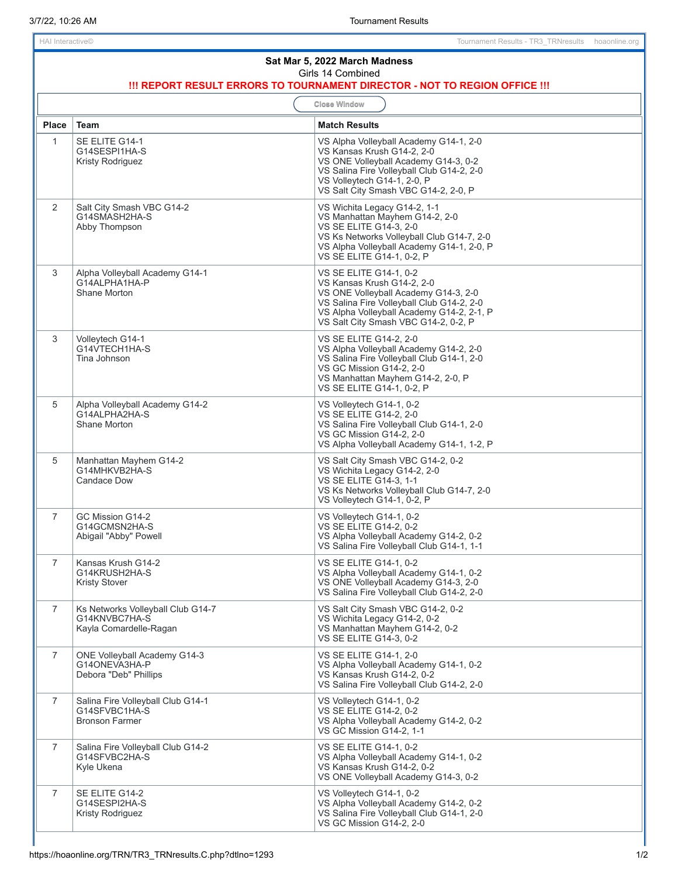HAI Interactive© | Tournament Results - TR3_TRNresults hoaonline.org

**Sat Mar 5, 2022 March Madness**

Girls 14 Combined

**!!! REPORT RESULT ERRORS TO TOURNAMENT DIRECTOR - NOT TO REGION OFFICE !!!**

Close Window

| Place | Team | Match Results |
|---|---|---|
| 1 | SE ELITE G14-1<br>G14SESPI1HA-S<br>Kristy Rodriguez | VS Alpha Volleyball Academy G14-1, 2-0<br>VS Kansas Krush G14-2, 2-0<br>VS ONE Volleyball Academy G14-3, 0-2<br>VS Salina Fire Volleyball Club G14-2, 2-0<br>VS Volleytech G14-1, 2-0, P<br>VS Salt City Smash VBC G14-2, 2-0, P |
| 2 | Salt City Smash VBC G14-2<br>G14SMASH2HA-S<br>Abby Thompson | VS Wichita Legacy G14-2, 1-1<br>VS Manhattan Mayhem G14-2, 2-0<br>VS SE ELITE G14-3, 2-0<br>VS Ks Networks Volleyball Club G14-7, 2-0<br>VS Alpha Volleyball Academy G14-1, 2-0, P<br>VS SE ELITE G14-1, 0-2, P |
| 3 | Alpha Volleyball Academy G14-1<br>G14ALPHA1HA-P<br>Shane Morton | VS SE ELITE G14-1, 0-2<br>VS Kansas Krush G14-2, 2-0<br>VS ONE Volleyball Academy G14-3, 2-0<br>VS Salina Fire Volleyball Club G14-2, 2-0<br>VS Alpha Volleyball Academy G14-2, 2-1, P<br>VS Salt City Smash VBC G14-2, 0-2, P |
| 3 | Volleytech G14-1<br>G14VTECH1HA-S<br>Tina Johnson | VS SE ELITE G14-2, 2-0<br>VS Alpha Volleyball Academy G14-2, 2-0<br>VS Salina Fire Volleyball Club G14-1, 2-0<br>VS GC Mission G14-2, 2-0<br>VS Manhattan Mayhem G14-2, 2-0, P<br>VS SE ELITE G14-1, 0-2, P |
| 5 | Alpha Volleyball Academy G14-2<br>G14ALPHA2HA-S<br>Shane Morton | VS Volleytech G14-1, 0-2<br>VS SE ELITE G14-2, 2-0<br>VS Salina Fire Volleyball Club G14-1, 2-0<br>VS GC Mission G14-2, 2-0<br>VS Alpha Volleyball Academy G14-1, 1-2, P |
| 5 | Manhattan Mayhem G14-2<br>G14MHKVB2HA-S<br>Candace Dow | VS Salt City Smash VBC G14-2, 0-2<br>VS Wichita Legacy G14-2, 2-0<br>VS SE ELITE G14-3, 1-1<br>VS Ks Networks Volleyball Club G14-7, 2-0<br>VS Volleytech G14-1, 0-2, P |
| 7 | GC Mission G14-2<br>G14GCMSN2HA-S<br>Abigail "Abby" Powell | VS Volleytech G14-1, 0-2<br>VS SE ELITE G14-2, 0-2<br>VS Alpha Volleyball Academy G14-2, 0-2<br>VS Salina Fire Volleyball Club G14-1, 1-1 |
| 7 | Kansas Krush G14-2<br>G14KRUSH2HA-S<br>Kristy Stover | VS SE ELITE G14-1, 0-2<br>VS Alpha Volleyball Academy G14-1, 0-2<br>VS ONE Volleyball Academy G14-3, 2-0<br>VS Salina Fire Volleyball Club G14-2, 2-0 |
| 7 | Ks Networks Volleyball Club G14-7<br>G14KNVBC7HA-S<br>Kayla Comardelle-Ragan | VS Salt City Smash VBC G14-2, 0-2<br>VS Wichita Legacy G14-2, 0-2<br>VS Manhattan Mayhem G14-2, 0-2<br>VS SE ELITE G14-3, 0-2 |
| 7 | ONE Volleyball Academy G14-3<br>G14ONEVA3HA-P<br>Debora "Deb" Phillips | VS SE ELITE G14-1, 2-0<br>VS Alpha Volleyball Academy G14-1, 0-2<br>VS Kansas Krush G14-2, 0-2<br>VS Salina Fire Volleyball Club G14-2, 2-0 |
| 7 | Salina Fire Volleyball Club G14-1<br>G14SFVBC1HA-S<br>Bronson Farmer | VS Volleytech G14-1, 0-2<br>VS SE ELITE G14-2, 0-2<br>VS Alpha Volleyball Academy G14-2, 0-2<br>VS GC Mission G14-2, 1-1 |
| 7 | Salina Fire Volleyball Club G14-2<br>G14SFVBC2HA-S<br>Kyle Ukena | VS SE ELITE G14-1, 0-2<br>VS Alpha Volleyball Academy G14-1, 0-2<br>VS Kansas Krush G14-2, 0-2<br>VS ONE Volleyball Academy G14-3, 0-2 |
| 7 | SE ELITE G14-2<br>G14SESPI2HA-S<br>Kristy Rodriguez | VS Volleytech G14-1, 0-2<br>VS Alpha Volleyball Academy G14-2, 0-2<br>VS Salina Fire Volleyball Club G14-1, 2-0<br>VS GC Mission G14-2, 2-0 |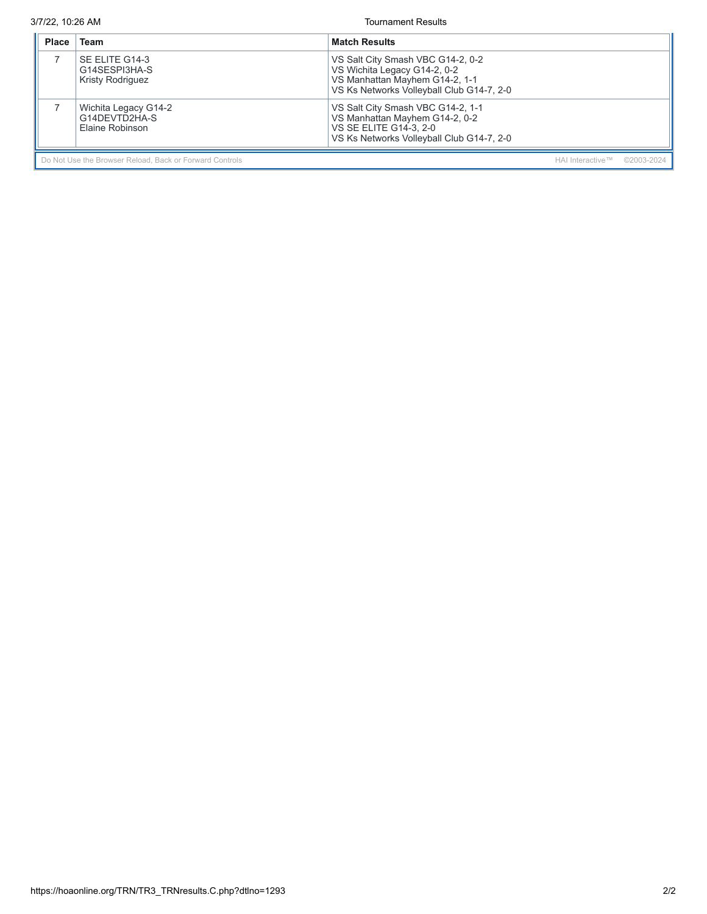| Place | Team | Match Results |
| --- | --- | --- |
| 7 | SE ELITE G14-3<br>G14SESPI3HA-S<br>Kristy Rodriguez | VS Salt City Smash VBC G14-2, 0-2<br>VS Wichita Legacy G14-2, 0-2<br>VS Manhattan Mayhem G14-2, 1-1<br>VS Ks Networks Volleyball Club G14-7, 2-0 |
| 7 | Wichita Legacy G14-2<br>G14DEVTD2HA-S<br>Elaine Robinson | VS Salt City Smash VBC G14-2, 1-1<br>VS Manhattan Mayhem G14-2, 0-2<br>VS SE ELITE G14-3, 2-0<br>VS Ks Networks Volleyball Club G14-7, 2-0 |

Do Not Use the Browser Reload, Back or Forward Controls

HAI Interactive™ ©2003-2024